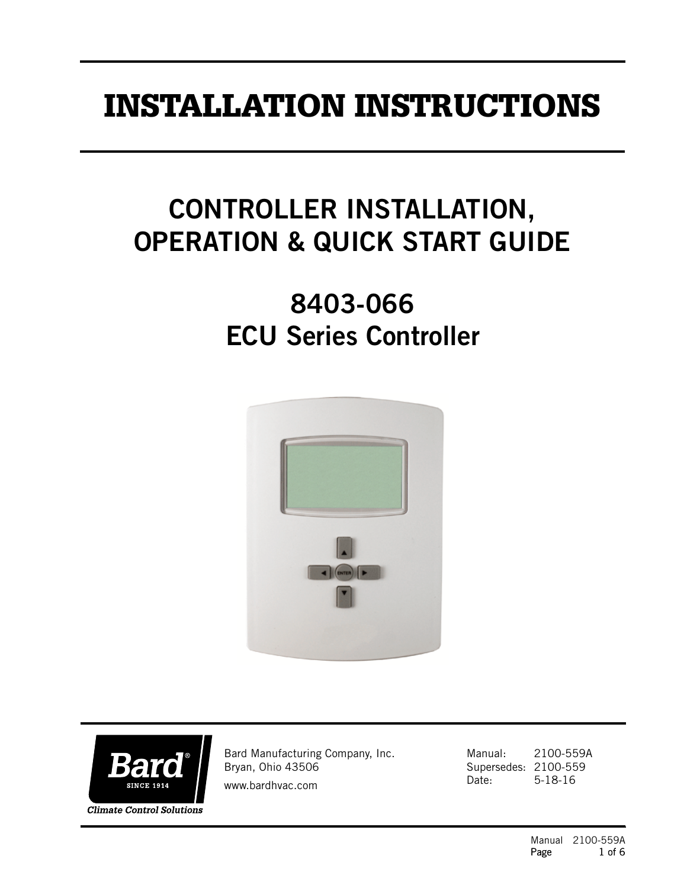# INSTALLATION INSTRUCTIONS

## CONTROLLER INSTALLATION, OPERATION & QUICK START GUIDE

## 8403-066
## ECU Series Controller

Bard Manufacturing Company, Inc.
Bryan, Ohio 43506
www.bardhvac.com

Manual: 2100-559A
Supersedes: 2100-559
Date: 5-18-16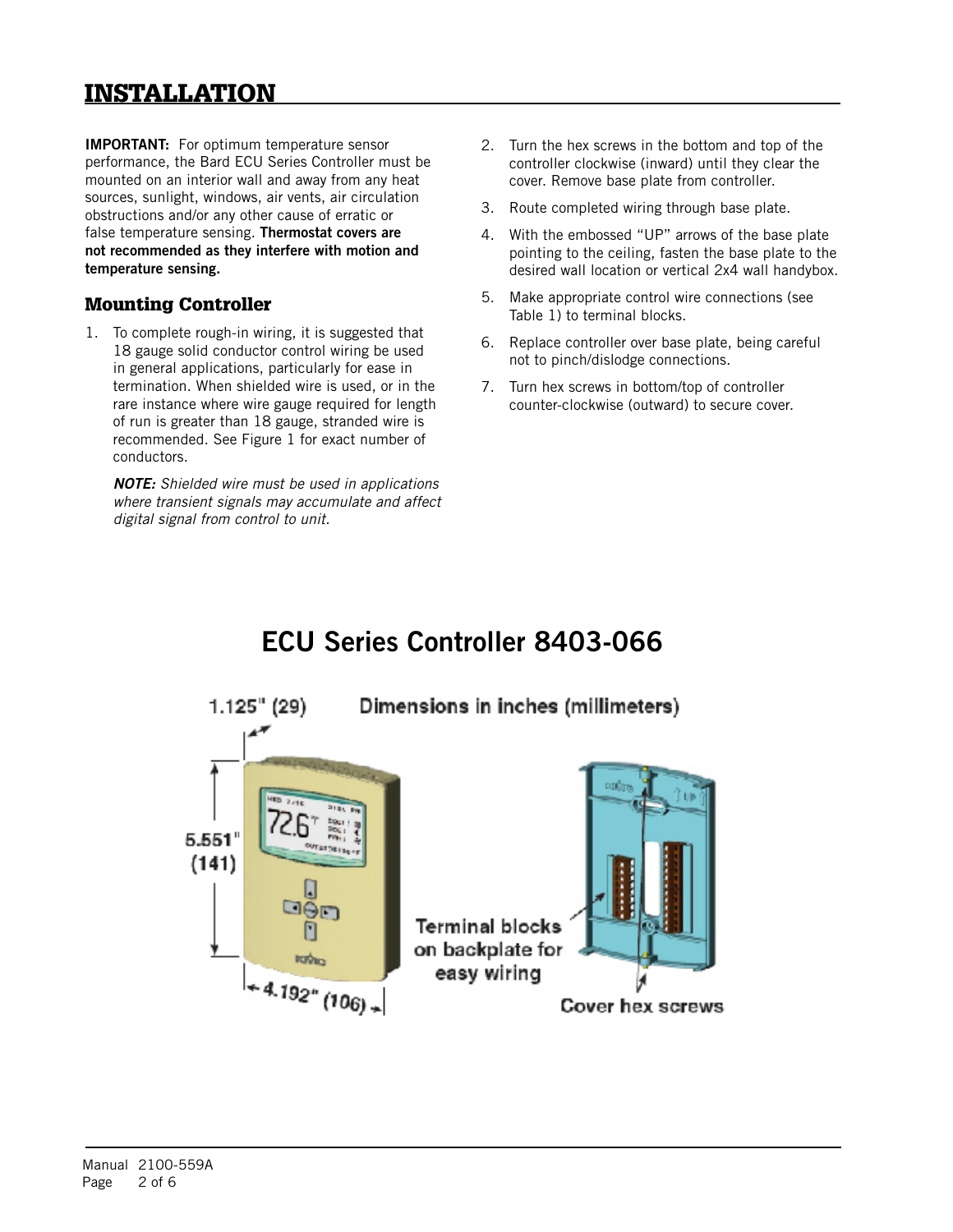# INSTALLATION

**IMPORTANT:** For optimum temperature sensor performance, the Bard ECU Series Controller must be mounted on an interior wall and away from any heat sources, sunlight, windows, air vents, air circulation obstructions and/or any other cause of erratic or false temperature sensing. **Thermostat covers are not recommended as they interfere with motion and temperature sensing.**

## Mounting Controller

1. To complete rough-in wiring, it is suggested that 18 gauge solid conductor control wiring be used in general applications, particularly for ease in termination. When shielded wire is used, or in the rare instance where wire gauge required for length of run is greater than 18 gauge, stranded wire is recommended. See Figure 1 for exact number of conductors.

   ***NOTE:*** *Shielded wire must be used in applications where transient signals may accumulate and affect digital signal from control to unit.*

2. Turn the hex screws in the bottom and top of the controller clockwise (inward) until they clear the cover. Remove base plate from controller.
3. Route completed wiring through base plate.
4. With the embossed "UP" arrows of the base plate pointing to the ceiling, fasten the base plate to the desired wall location or vertical 2x4 wall handybox.
5. Make appropriate control wire connections (see Table 1) to terminal blocks.
6. Replace controller over base plate, being careful not to pinch/dislodge connections.
7. Turn hex screws in bottom/top of controller counter-clockwise (outward) to secure cover.

## ECU Series Controller 8403-066

Dimensions in inches (millimeters)

1.125" (29)

5.551" (141)

4.192" (106)

Terminal blocks on backplate for easy wiring

Cover hex screws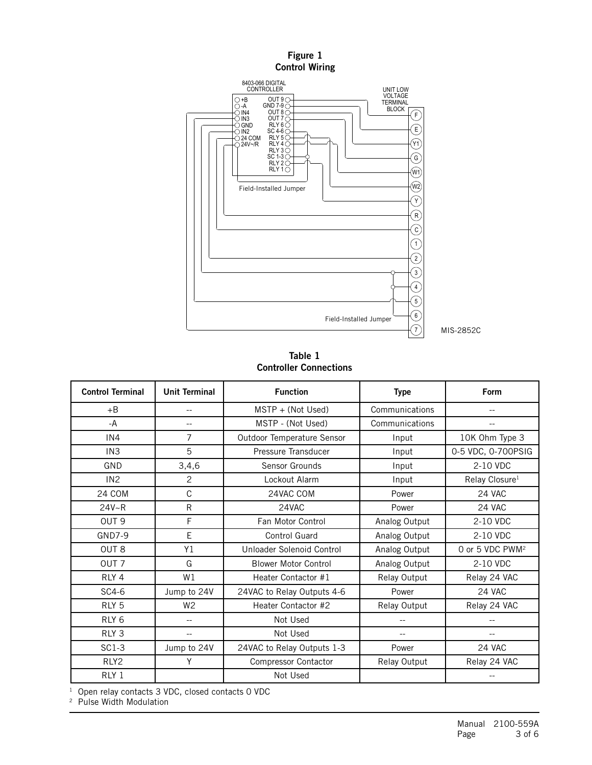**Figure 1**
**Control Wiring**

8403-066 DIGITAL CONTROLLER

+B, -A, IN4, IN3, GND, IN2, 24 COM, 24V~/R

OUT 9, GND 7-9, OUT 8, OUT 7, RLY 6, SC 4-6, RLY 5, RLY 4, RLY 3, SC 1-3, RLY 2, RLY 1

UNIT LOW VOLTAGE TERMINAL BLOCK

F, E, Y1, G, W1, W2, Y, R, C, 1, 2, 3, 4, 5, 6, 7

Field-Installed Jumper

Field-Installed Jumper

MIS-2852C

**Table 1**
**Controller Connections**

| Control Terminal | Unit Terminal | Function | Type | Form |
|---|---|---|---|---|
| +B | -- | MSTP + (Not Used) | Communications | -- |
| -A | -- | MSTP - (Not Used) | Communications | -- |
| IN4 | 7 | Outdoor Temperature Sensor | Input | 10K Ohm Type 3 |
| IN3 | 5 | Pressure Transducer | Input | 0-5 VDC, 0-700PSIG |
| GND | 3,4,6 | Sensor Grounds | Input | 2-10 VDC |
| IN2 | 2 | Lockout Alarm | Input | Relay Closure[1] |
| 24 COM | C | 24VAC COM | Power | 24 VAC |
| 24V~R | R | 24VAC | Power | 24 VAC |
| OUT 9 | F | Fan Motor Control | Analog Output | 2-10 VDC |
| GND7-9 | E | Control Guard | Analog Output | 2-10 VDC |
| OUT 8 | Y1 | Unloader Solenoid Control | Analog Output | 0 or 5 VDC PWM[2] |
| OUT 7 | G | Blower Motor Control | Analog Output | 2-10 VDC |
| RLY 4 | W1 | Heater Contactor #1 | Relay Output | Relay 24 VAC |
| SC4-6 | Jump to 24V | 24VAC to Relay Outputs 4-6 | Power | 24 VAC |
| RLY 5 | W2 | Heater Contactor #2 | Relay Output | Relay 24 VAC |
| RLY 6 | -- | Not Used | -- | -- |
| RLY 3 | -- | Not Used | -- | -- |
| SC1-3 | Jump to 24V | 24VAC to Relay Outputs 1-3 | Power | 24 VAC |
| RLY2 | Y | Compressor Contactor | Relay Output | Relay 24 VAC |
| RLY 1 | | Not Used | | -- |

[1] Open relay contacts 3 VDC, closed contacts 0 VDC

[2] Pulse Width Modulation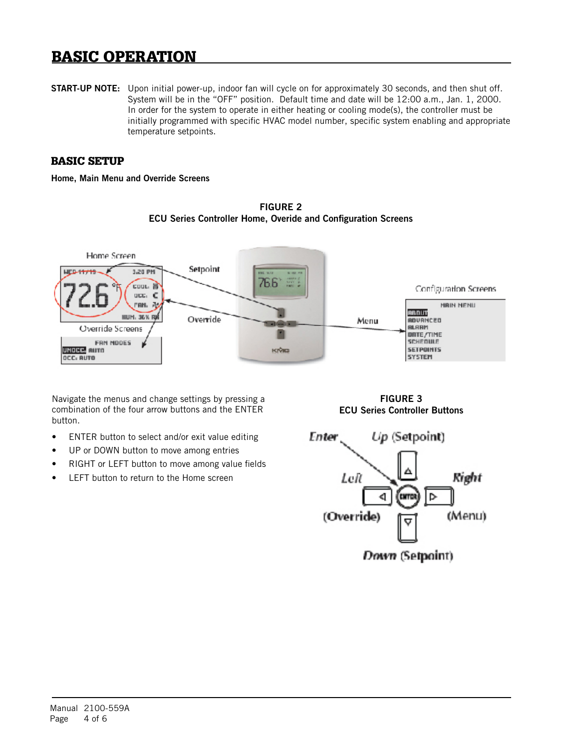# BASIC OPERATION

**START-UP NOTE:** Upon initial power-up, indoor fan will cycle on for approximately 30 seconds, and then shut off. System will be in the "OFF" position. Default time and date will be 12:00 a.m., Jan. 1, 2000. In order for the system to operate in either heating or cooling mode(s), the controller must be initially programmed with specific HVAC model number, specific system enabling and appropriate temperature setpoints.

## BASIC SETUP

**Home, Main Menu and Override Screens**

**FIGURE 2**
**ECU Series Controller Home, Overide and Configuration Screens**

Navigate the menus and change settings by pressing a combination of the four arrow buttons and the ENTER button.

- ENTER button to select and/or exit value editing
- UP or DOWN button to move among entries
- RIGHT or LEFT button to move among value fields
- LEFT button to return to the Home screen

**FIGURE 3**
**ECU Series Controller Buttons**

Manual 2100-559A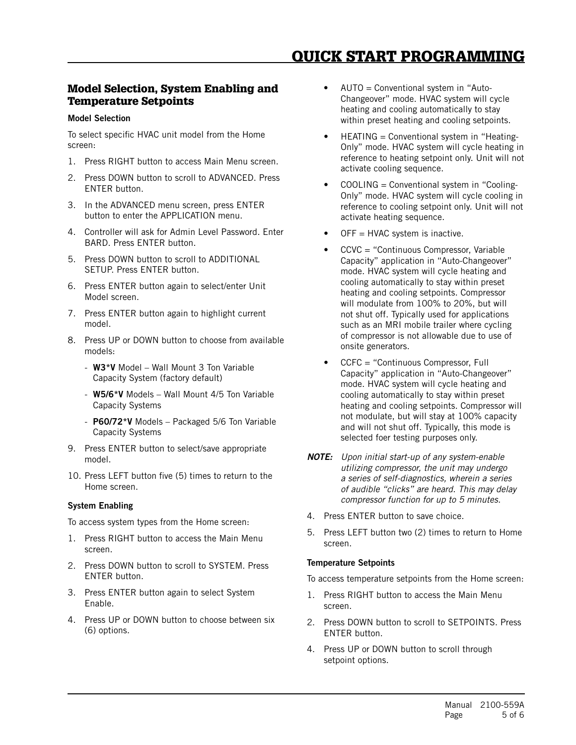# QUICK START PROGRAMMING

## Model Selection, System Enabling and Temperature Setpoints

### Model Selection

To select specific HVAC unit model from the Home screen:

1. Press RIGHT button to access Main Menu screen.
2. Press DOWN button to scroll to ADVANCED. Press ENTER button.
3. In the ADVANCED menu screen, press ENTER button to enter the APPLICATION menu.
4. Controller will ask for Admin Level Password. Enter BARD. Press ENTER button.
5. Press DOWN button to scroll to ADDITIONAL SETUP. Press ENTER button.
6. Press ENTER button again to select/enter Unit Model screen.
7. Press ENTER button again to highlight current model.
8. Press UP or DOWN button to choose from available models:
   - **W3*V** Model – Wall Mount 3 Ton Variable Capacity System (factory default)
   - **W5/6*V** Models – Wall Mount 4/5 Ton Variable Capacity Systems
   - **P60/72*V** Models – Packaged 5/6 Ton Variable Capacity Systems
9. Press ENTER button to select/save appropriate model.
10. Press LEFT button five (5) times to return to the Home screen.

### System Enabling

To access system types from the Home screen:

1. Press RIGHT button to access the Main Menu screen.
2. Press DOWN button to scroll to SYSTEM. Press ENTER button.
3. Press ENTER button again to select System Enable.
4. Press UP or DOWN button to choose between six (6) options.
   - AUTO = Conventional system in "Auto-Changeover" mode. HVAC system will cycle heating and cooling automatically to stay within preset heating and cooling setpoints.
   - HEATING = Conventional system in "Heating-Only" mode. HVAC system will cycle heating in reference to heating setpoint only. Unit will not activate cooling sequence.
   - COOLING = Conventional system in "Cooling-Only" mode. HVAC system will cycle cooling in reference to cooling setpoint only. Unit will not activate heating sequence.
   - OFF = HVAC system is inactive.
   - CCVC = "Continuous Compressor, Variable Capacity" application in "Auto-Changeover" mode. HVAC system will cycle heating and cooling automatically to stay within preset heating and cooling setpoints. Compressor will modulate from 100% to 20%, but will not shut off. Typically used for applications such as an MRI mobile trailer where cycling of compressor is not allowable due to use of onsite generators.
   - CCFC = "Continuous Compressor, Full Capacity" application in "Auto-Changeover" mode. HVAC system will cycle heating and cooling automatically to stay within preset heating and cooling setpoints. Compressor will not modulate, but will stay at 100% capacity and will not shut off. Typically, this mode is selected foer testing purposes only.

***NOTE:*** *Upon initial start-up of any system-enable utilizing compressor, the unit may undergo a series of self-diagnostics, wherein a series of audible "clicks" are heard. This may delay compressor function for up to 5 minutes.*

4. Press ENTER button to save choice.
5. Press LEFT button two (2) times to return to Home screen.

### Temperature Setpoints

To access temperature setpoints from the Home screen:

1. Press RIGHT button to access the Main Menu screen.
2. Press DOWN button to scroll to SETPOINTS. Press ENTER button.
4. Press UP or DOWN button to scroll through setpoint options.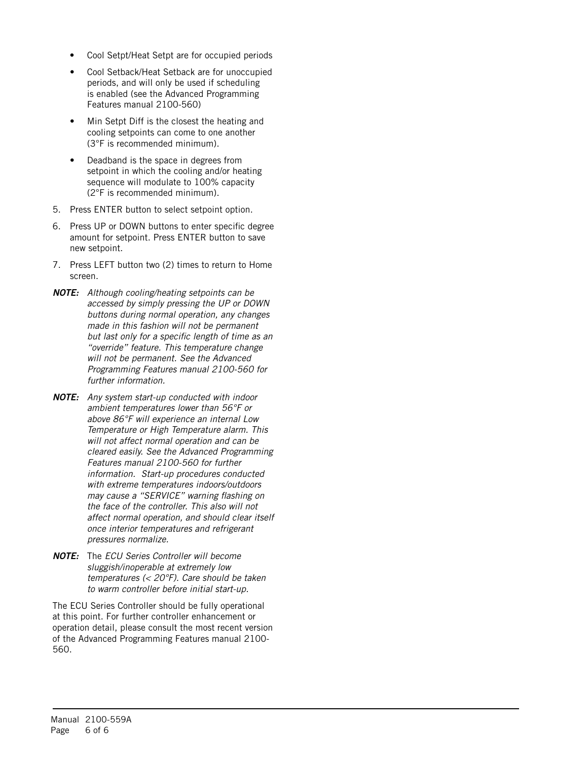- Cool Setpt/Heat Setpt are for occupied periods
- Cool Setback/Heat Setback are for unoccupied periods, and will only be used if scheduling is enabled (see the Advanced Programming Features manual 2100-560)
- Min Setpt Diff is the closest the heating and cooling setpoints can come to one another (3°F is recommended minimum).
- Deadband is the space in degrees from setpoint in which the cooling and/or heating sequence will modulate to 100% capacity (2°F is recommended minimum).

5. Press ENTER button to select setpoint option.
6. Press UP or DOWN buttons to enter specific degree amount for setpoint. Press ENTER button to save new setpoint.
7. Press LEFT button two (2) times to return to Home screen.

***NOTE:*** *Although cooling/heating setpoints can be accessed by simply pressing the UP or DOWN buttons during normal operation, any changes made in this fashion will not be permanent but last only for a specific length of time as an "override" feature. This temperature change will not be permanent. See the Advanced Programming Features manual 2100-560 for further information.*

***NOTE:*** *Any system start-up conducted with indoor ambient temperatures lower than 56°F or above 86°F will experience an internal Low Temperature or High Temperature alarm. This will not affect normal operation and can be cleared easily. See the Advanced Programming Features manual 2100-560 for further information. Start-up procedures conducted with extreme temperatures indoors/outdoors may cause a "SERVICE" warning flashing on the face of the controller. This also will not affect normal operation, and should clear itself once interior temperatures and refrigerant pressures normalize.*

***NOTE:*** The *ECU Series Controller will become sluggish/inoperable at extremely low temperatures (< 20°F). Care should be taken to warm controller before initial start-up.*

The ECU Series Controller should be fully operational at this point. For further controller enhancement or operation detail, please consult the most recent version of the Advanced Programming Features manual 2100-560.